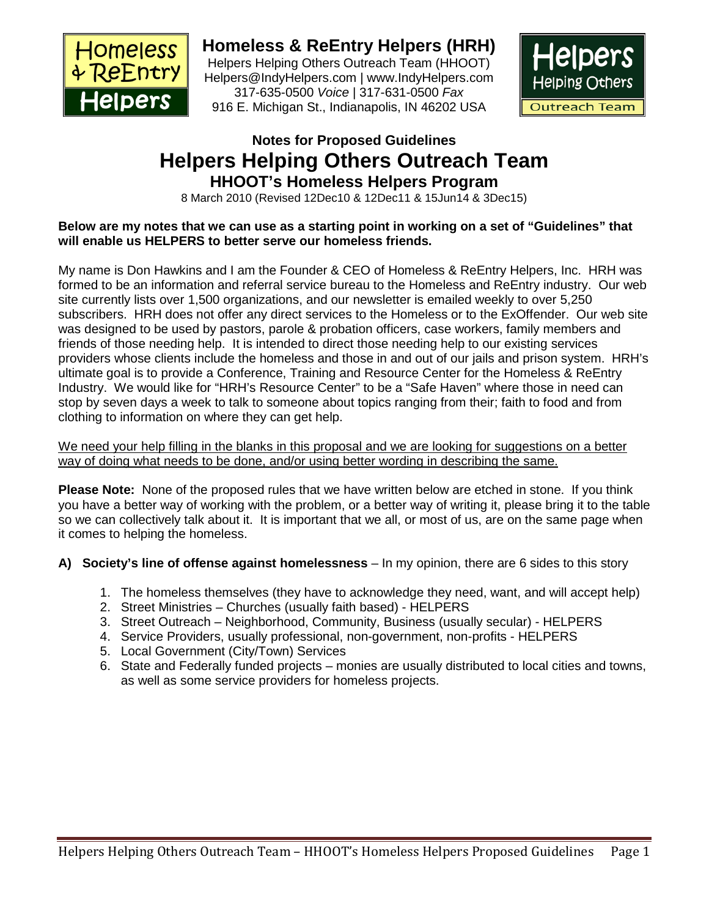# Homeless & ReEntry Helpers (HRH)

Helpers Helping Others Outreach Team (HHOOT)
Helpers@IndyHelpers.com | www.IndyHelpers.com
317-635-0500 *Voice* | 317-631-0500 *Fax*
916 E. Michigan St., Indianapolis, IN 46202 USA

### Notes for Proposed Guidelines

## Helpers Helping Others Outreach Team

### HHOOT's Homeless Helpers Program

8 March 2010 (Revised 12Dec10 & 12Dec11 & 15Jun14 & 3Dec15)

**Below are my notes that we can use as a starting point in working on a set of "Guidelines" that will enable us HELPERS to better serve our homeless friends.**

My name is Don Hawkins and I am the Founder & CEO of Homeless & ReEntry Helpers, Inc. HRH was formed to be an information and referral service bureau to the Homeless and ReEntry industry. Our web site currently lists over 1,500 organizations, and our newsletter is emailed weekly to over 5,250 subscribers. HRH does not offer any direct services to the Homeless or to the ExOffender. Our web site was designed to be used by pastors, parole & probation officers, case workers, family members and friends of those needing help. It is intended to direct those needing help to our existing services providers whose clients include the homeless and those in and out of our jails and prison system. HRH's ultimate goal is to provide a Conference, Training and Resource Center for the Homeless & ReEntry Industry. We would like for "HRH's Resource Center" to be a "Safe Haven" where those in need can stop by seven days a week to talk to someone about topics ranging from their; faith to food and from clothing to information on where they can get help.

<u>We need your help filling in the blanks in this proposal and we are looking for suggestions on a better way of doing what needs to be done, and/or using better wording in describing the same.</u>

**Please Note:** None of the proposed rules that we have written below are etched in stone. If you think you have a better way of working with the problem, or a better way of writing it, please bring it to the table so we can collectively talk about it. It is important that we all, or most of us, are on the same page when it comes to helping the homeless.

**A) Society's line of offense against homelessness** – In my opinion, there are 6 sides to this story

1. The homeless themselves (they have to acknowledge they need, want, and will accept help)
2. Street Ministries – Churches (usually faith based) - HELPERS
3. Street Outreach – Neighborhood, Community, Business (usually secular) - HELPERS
4. Service Providers, usually professional, non-government, non-profits - HELPERS
5. Local Government (City/Town) Services
6. State and Federally funded projects – monies are usually distributed to local cities and towns, as well as some service providers for homeless projects.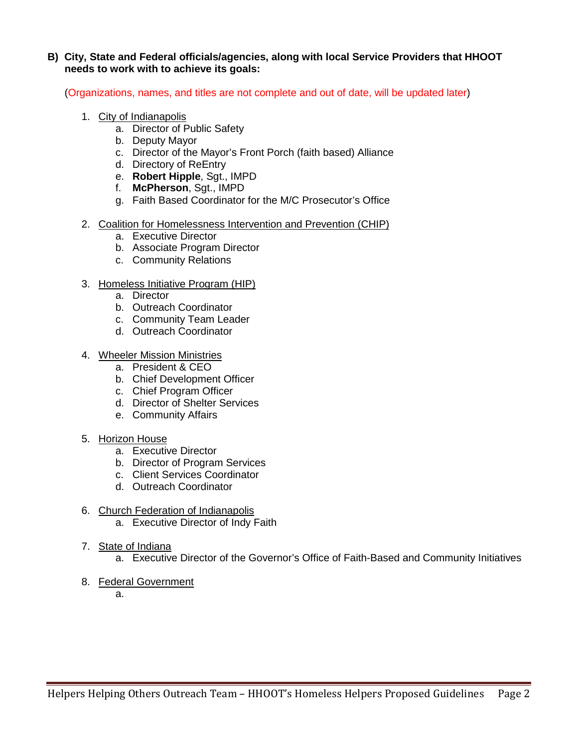**B) City, State and Federal officials/agencies, along with local Service Providers that HHOOT needs to work with to achieve its goals:**

(Organizations, names, and titles are not complete and out of date, will be updated later)

1. City of Indianapolis
   a. Director of Public Safety
   b. Deputy Mayor
   c. Director of the Mayor's Front Porch (faith based) Alliance
   d. Directory of ReEntry
   e. **Robert Hipple**, Sgt., IMPD
   f. **McPherson**, Sgt., IMPD
   g. Faith Based Coordinator for the M/C Prosecutor's Office

2. Coalition for Homelessness Intervention and Prevention (CHIP)
   a. Executive Director
   b. Associate Program Director
   c. Community Relations

3. Homeless Initiative Program (HIP)
   a. Director
   b. Outreach Coordinator
   c. Community Team Leader
   d. Outreach Coordinator

4. Wheeler Mission Ministries
   a. President & CEO
   b. Chief Development Officer
   c. Chief Program Officer
   d. Director of Shelter Services
   e. Community Affairs

5. Horizon House
   a. Executive Director
   b. Director of Program Services
   c. Client Services Coordinator
   d. Outreach Coordinator

6. Church Federation of Indianapolis
   a. Executive Director of Indy Faith

7. State of Indiana
   a. Executive Director of the Governor's Office of Faith-Based and Community Initiatives

8. Federal Government
   a.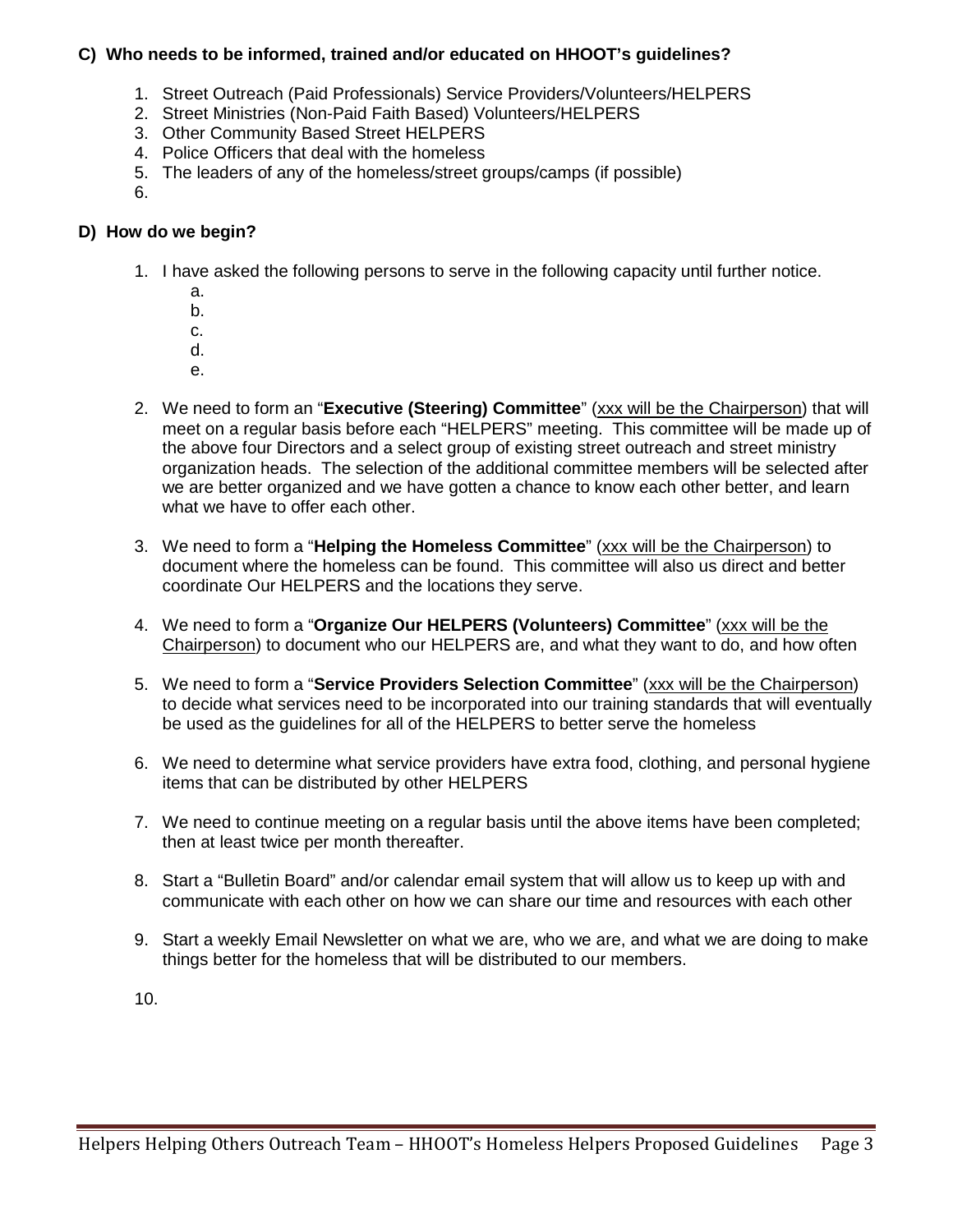### C) Who needs to be informed, trained and/or educated on HHOOT's guidelines?

1. Street Outreach (Paid Professionals) Service Providers/Volunteers/HELPERS
2. Street Ministries (Non-Paid Faith Based) Volunteers/HELPERS
3. Other Community Based Street HELPERS
4. Police Officers that deal with the homeless
5. The leaders of any of the homeless/street groups/camps (if possible)
6.

### D) How do we begin?

1. I have asked the following persons to serve in the following capacity until further notice.
   a.
   b.
   c.
   d.
   e.

2. We need to form an "**Executive (Steering) Committee**" (<u>xxx will be the Chairperson</u>) that will meet on a regular basis before each "HELPERS" meeting. This committee will be made up of the above four Directors and a select group of existing street outreach and street ministry organization heads. The selection of the additional committee members will be selected after we are better organized and we have gotten a chance to know each other better, and learn what we have to offer each other.

3. We need to form a "**Helping the Homeless Committee**" (<u>xxx will be the Chairperson</u>) to document where the homeless can be found. This committee will also us direct and better coordinate Our HELPERS and the locations they serve.

4. We need to form a "**Organize Our HELPERS (Volunteers) Committee**" (<u>xxx will be the Chairperson</u>) to document who our HELPERS are, and what they want to do, and how often

5. We need to form a "**Service Providers Selection Committee**" (<u>xxx will be the Chairperson</u>) to decide what services need to be incorporated into our training standards that will eventually be used as the guidelines for all of the HELPERS to better serve the homeless

6. We need to determine what service providers have extra food, clothing, and personal hygiene items that can be distributed by other HELPERS

7. We need to continue meeting on a regular basis until the above items have been completed; then at least twice per month thereafter.

8. Start a "Bulletin Board" and/or calendar email system that will allow us to keep up with and communicate with each other on how we can share our time and resources with each other

9. Start a weekly Email Newsletter on what we are, who we are, and what we are doing to make things better for the homeless that will be distributed to our members.

10.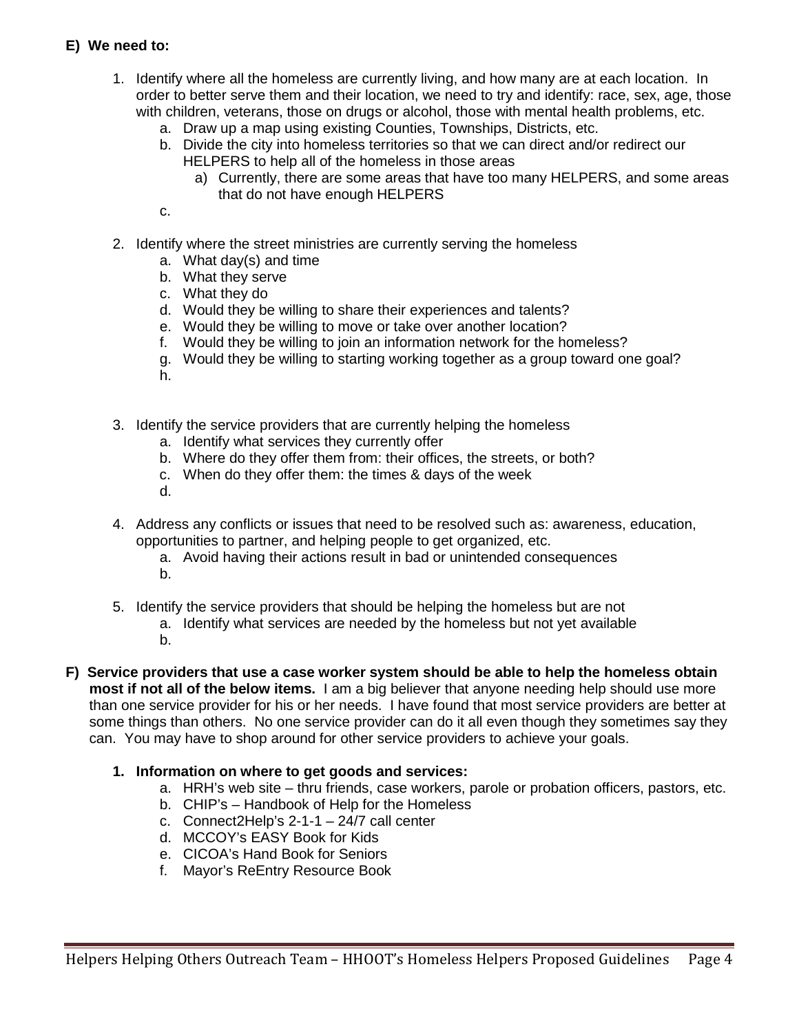**E) We need to:**

1. Identify where all the homeless are currently living, and how many are at each location. In order to better serve them and their location, we need to try and identify: race, sex, age, those with children, veterans, those on drugs or alcohol, those with mental health problems, etc.
    a. Draw up a map using existing Counties, Townships, Districts, etc.
    b. Divide the city into homeless territories so that we can direct and/or redirect our HELPERS to help all of the homeless in those areas
        a) Currently, there are some areas that have too many HELPERS, and some areas that do not have enough HELPERS
    c.

2. Identify where the street ministries are currently serving the homeless
    a. What day(s) and time
    b. What they serve
    c. What they do
    d. Would they be willing to share their experiences and talents?
    e. Would they be willing to move or take over another location?
    f. Would they be willing to join an information network for the homeless?
    g. Would they be willing to starting working together as a group toward one goal?
    h.

3. Identify the service providers that are currently helping the homeless
    a. Identify what services they currently offer
    b. Where do they offer them from: their offices, the streets, or both?
    c. When do they offer them: the times & days of the week
    d.

4. Address any conflicts or issues that need to be resolved such as: awareness, education, opportunities to partner, and helping people to get organized, etc.
    a. Avoid having their actions result in bad or unintended consequences
    b.

5. Identify the service providers that should be helping the homeless but are not
    a. Identify what services are needed by the homeless but not yet available
    b.

**F) Service providers that use a case worker system should be able to help the homeless obtain most if not all of the below items.** I am a big believer that anyone needing help should use more than one service provider for his or her needs. I have found that most service providers are better at some things than others. No one service provider can do it all even though they sometimes say they can. You may have to shop around for other service providers to achieve your goals.

**1. Information on where to get goods and services:**
    a. HRH's web site – thru friends, case workers, parole or probation officers, pastors, etc.
    b. CHIP's – Handbook of Help for the Homeless
    c. Connect2Help's 2-1-1 – 24/7 call center
    d. MCCOY's EASY Book for Kids
    e. CICOA's Hand Book for Seniors
    f. Mayor's ReEntry Resource Book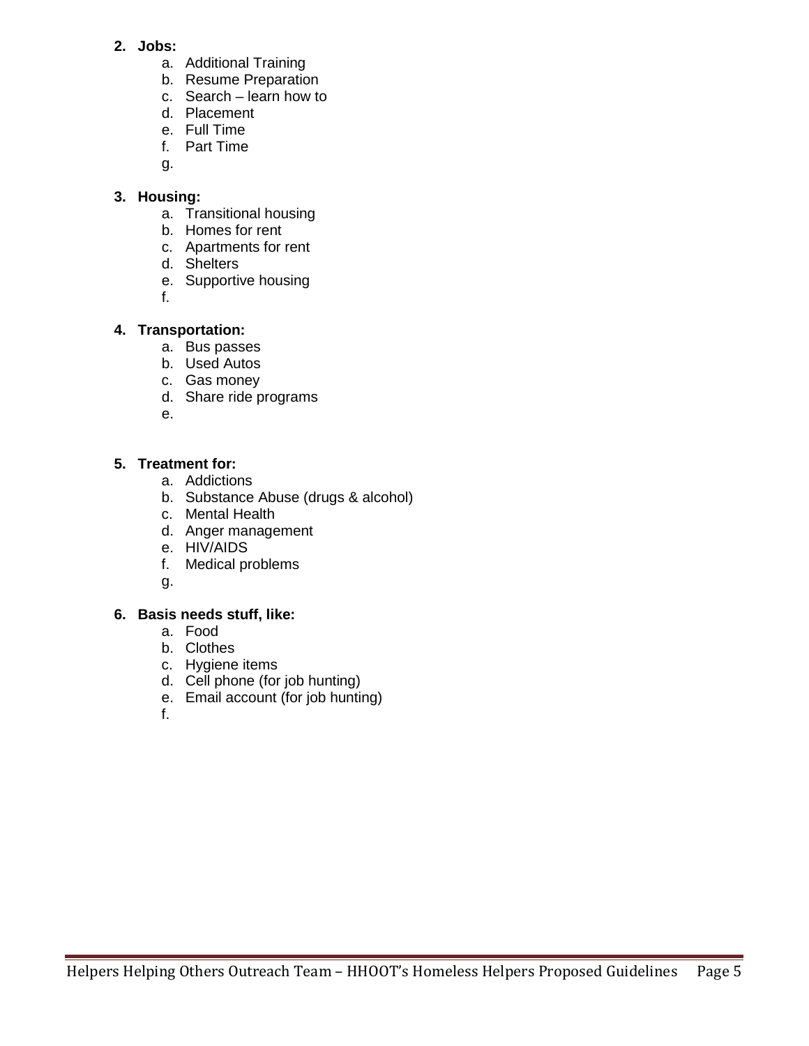2. **Jobs:**
   a. Additional Training
   b. Resume Preparation
   c. Search – learn how to
   d. Placement
   e. Full Time
   f. Part Time
   g.

3. **Housing:**
   a. Transitional housing
   b. Homes for rent
   c. Apartments for rent
   d. Shelters
   e. Supportive housing
   f.

4. **Transportation:**
   a. Bus passes
   b. Used Autos
   c. Gas money
   d. Share ride programs
   e.

5. **Treatment for:**
   a. Addictions
   b. Substance Abuse (drugs & alcohol)
   c. Mental Health
   d. Anger management
   e. HIV/AIDS
   f. Medical problems
   g.

6. **Basis needs stuff, like:**
   a. Food
   b. Clothes
   c. Hygiene items
   d. Cell phone (for job hunting)
   e. Email account (for job hunting)
   f.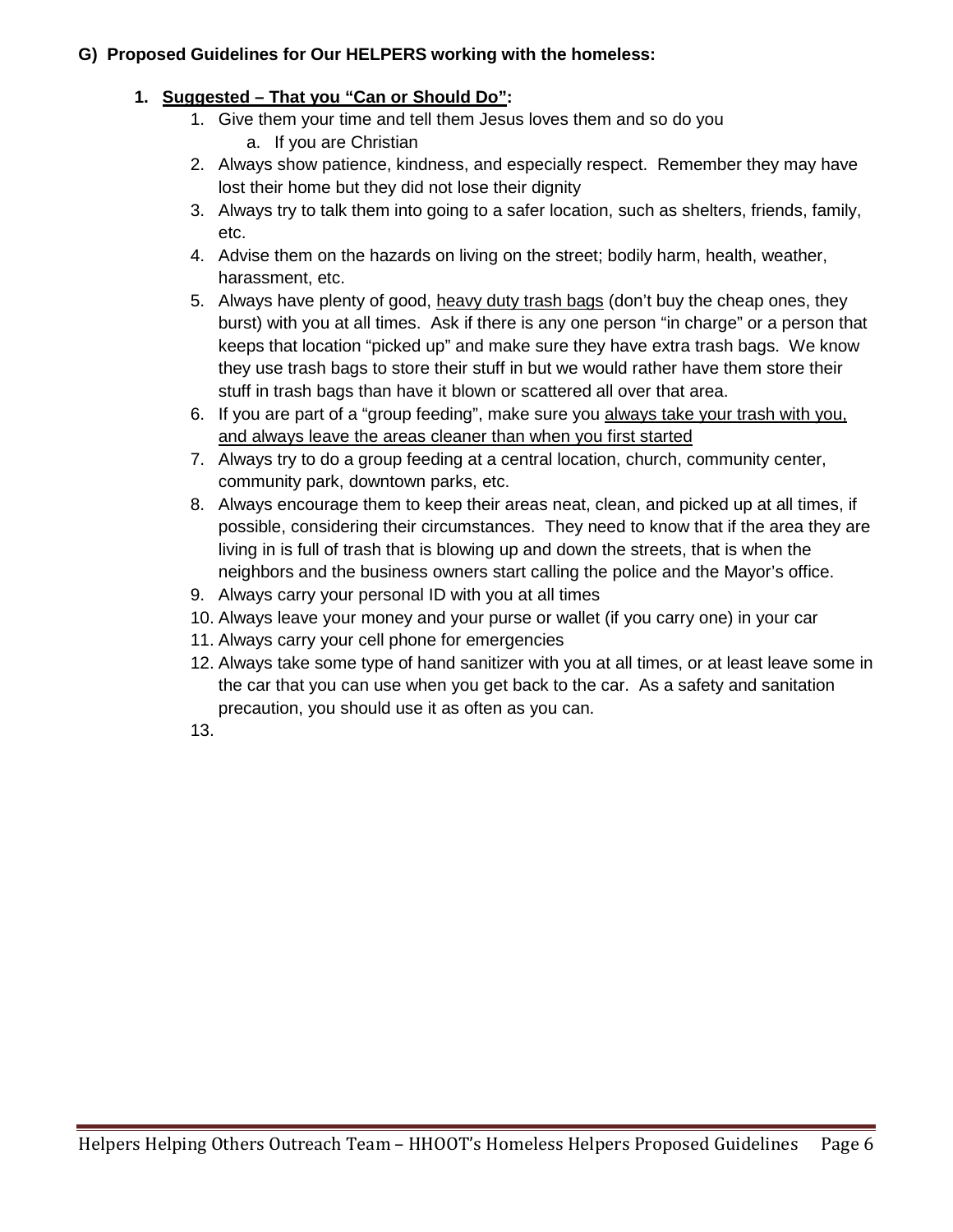**G) Proposed Guidelines for Our HELPERS working with the homeless:**

1. **Suggested – That you "Can or Should Do":**
    1. Give them your time and tell them Jesus loves them and so do you
        a. If you are Christian
    2. Always show patience, kindness, and especially respect. Remember they may have lost their home but they did not lose their dignity
    3. Always try to talk them into going to a safer location, such as shelters, friends, family, etc.
    4. Advise them on the hazards on living on the street; bodily harm, health, weather, harassment, etc.
    5. Always have plenty of good, heavy duty trash bags (don't buy the cheap ones, they burst) with you at all times. Ask if there is any one person "in charge" or a person that keeps that location "picked up" and make sure they have extra trash bags. We know they use trash bags to store their stuff in but we would rather have them store their stuff in trash bags than have it blown or scattered all over that area.
    6. If you are part of a "group feeding", make sure you always take your trash with you, and always leave the areas cleaner than when you first started
    7. Always try to do a group feeding at a central location, church, community center, community park, downtown parks, etc.
    8. Always encourage them to keep their areas neat, clean, and picked up at all times, if possible, considering their circumstances. They need to know that if the area they are living in is full of trash that is blowing up and down the streets, that is when the neighbors and the business owners start calling the police and the Mayor's office.
    9. Always carry your personal ID with you at all times
    10. Always leave your money and your purse or wallet (if you carry one) in your car
    11. Always carry your cell phone for emergencies
    12. Always take some type of hand sanitizer with you at all times, or at least leave some in the car that you can use when you get back to the car. As a safety and sanitation precaution, you should use it as often as you can.
    13.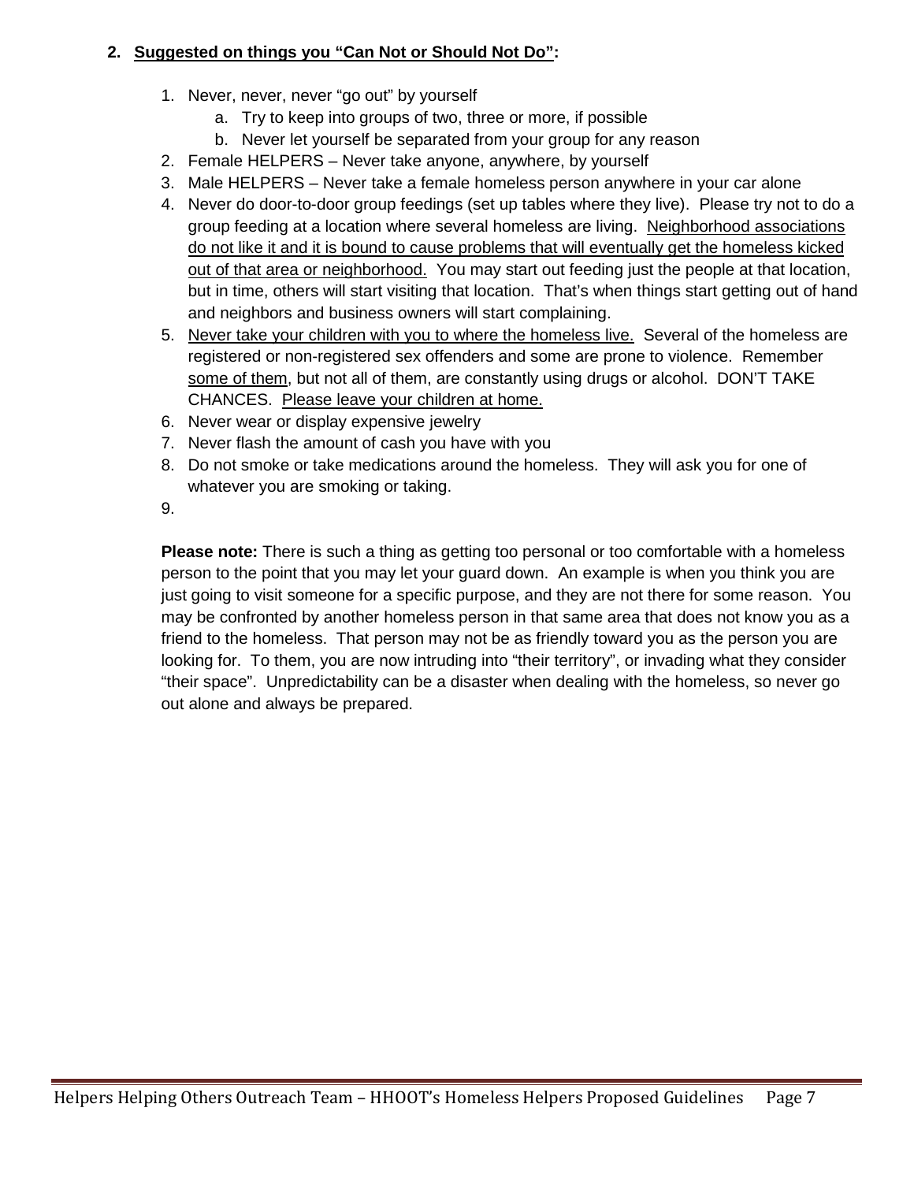**2. <u>Suggested on things you "Can Not or Should Not Do"</u>:**

1. Never, never, never "go out" by yourself
   a. Try to keep into groups of two, three or more, if possible
   b. Never let yourself be separated from your group for any reason
2. Female HELPERS – Never take anyone, anywhere, by yourself
3. Male HELPERS – Never take a female homeless person anywhere in your car alone
4. Never do door-to-door group feedings (set up tables where they live). Please try not to do a group feeding at a location where several homeless are living. <u>Neighborhood associations do not like it and it is bound to cause problems that will eventually get the homeless kicked out of that area or neighborhood.</u> You may start out feeding just the people at that location, but in time, others will start visiting that location. That's when things start getting out of hand and neighbors and business owners will start complaining.
5. <u>Never take your children with you to where the homeless live.</u> Several of the homeless are registered or non-registered sex offenders and some are prone to violence. Remember <u>some of them</u>, but not all of them, are constantly using drugs or alcohol. DON'T TAKE CHANCES. <u>Please leave your children at home.</u>
6. Never wear or display expensive jewelry
7. Never flash the amount of cash you have with you
8. Do not smoke or take medications around the homeless. They will ask you for one of whatever you are smoking or taking.
9.

**Please note:** There is such a thing as getting too personal or too comfortable with a homeless person to the point that you may let your guard down. An example is when you think you are just going to visit someone for a specific purpose, and they are not there for some reason. You may be confronted by another homeless person in that same area that does not know you as a friend to the homeless. That person may not be as friendly toward you as the person you are looking for. To them, you are now intruding into "their territory", or invading what they consider "their space". Unpredictability can be a disaster when dealing with the homeless, so never go out alone and always be prepared.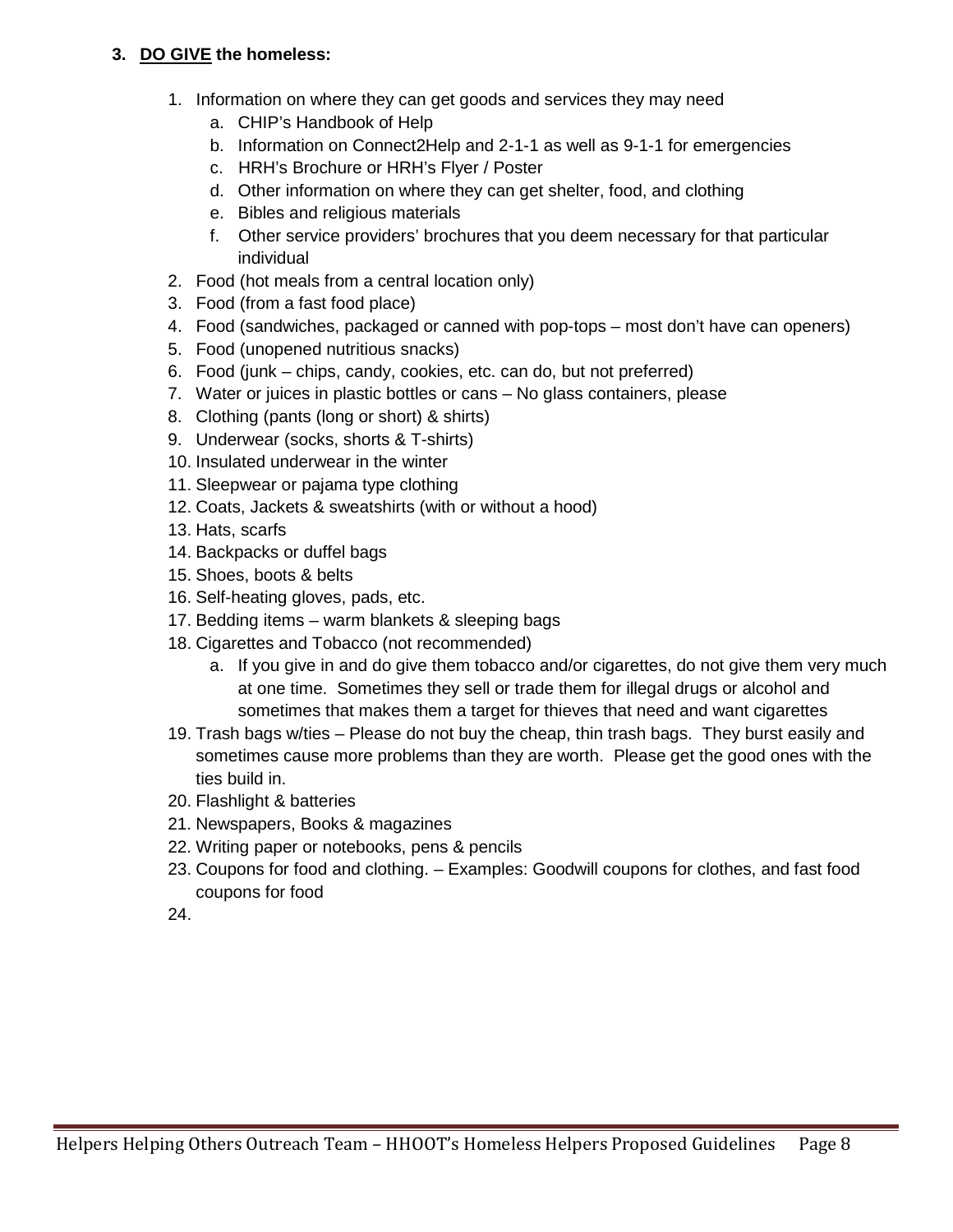### 3. <u>DO GIVE</u> the homeless:

1. Information on where they can get goods and services they may need
   a. CHIP's Handbook of Help
   b. Information on Connect2Help and 2-1-1 as well as 9-1-1 for emergencies
   c. HRH's Brochure or HRH's Flyer / Poster
   d. Other information on where they can get shelter, food, and clothing
   e. Bibles and religious materials
   f. Other service providers' brochures that you deem necessary for that particular individual
2. Food (hot meals from a central location only)
3. Food (from a fast food place)
4. Food (sandwiches, packaged or canned with pop-tops – most don't have can openers)
5. Food (unopened nutritious snacks)
6. Food (junk – chips, candy, cookies, etc. can do, but not preferred)
7. Water or juices in plastic bottles or cans – No glass containers, please
8. Clothing (pants (long or short) & shirts)
9. Underwear (socks, shorts & T-shirts)
10. Insulated underwear in the winter
11. Sleepwear or pajama type clothing
12. Coats, Jackets & sweatshirts (with or without a hood)
13. Hats, scarfs
14. Backpacks or duffel bags
15. Shoes, boots & belts
16. Self-heating gloves, pads, etc.
17. Bedding items – warm blankets & sleeping bags
18. Cigarettes and Tobacco (not recommended)
    a. If you give in and do give them tobacco and/or cigarettes, do not give them very much at one time. Sometimes they sell or trade them for illegal drugs or alcohol and sometimes that makes them a target for thieves that need and want cigarettes
19. Trash bags w/ties – Please do not buy the cheap, thin trash bags. They burst easily and sometimes cause more problems than they are worth. Please get the good ones with the ties build in.
20. Flashlight & batteries
21. Newspapers, Books & magazines
22. Writing paper or notebooks, pens & pencils
23. Coupons for food and clothing. – Examples: Goodwill coupons for clothes, and fast food coupons for food
24.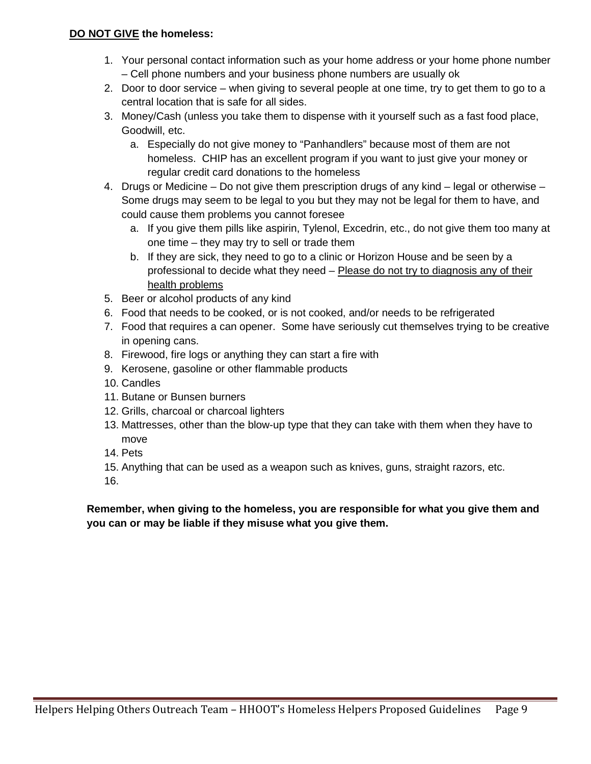**<u>DO NOT GIVE</u> the homeless:**

1. Your personal contact information such as your home address or your home phone number – Cell phone numbers and your business phone numbers are usually ok
2. Door to door service – when giving to several people at one time, try to get them to go to a central location that is safe for all sides.
3. Money/Cash (unless you take them to dispense with it yourself such as a fast food place, Goodwill, etc.
   a. Especially do not give money to "Panhandlers" because most of them are not homeless. CHIP has an excellent program if you want to just give your money or regular credit card donations to the homeless
4. Drugs or Medicine – Do not give them prescription drugs of any kind – legal or otherwise – Some drugs may seem to be legal to you but they may not be legal for them to have, and could cause them problems you cannot foresee
   a. If you give them pills like aspirin, Tylenol, Excedrin, etc., do not give them too many at one time – they may try to sell or trade them
   b. If they are sick, they need to go to a clinic or Horizon House and be seen by a professional to decide what they need – <u>Please do not try to diagnosis any of their health problems</u>
5. Beer or alcohol products of any kind
6. Food that needs to be cooked, or is not cooked, and/or needs to be refrigerated
7. Food that requires a can opener. Some have seriously cut themselves trying to be creative in opening cans.
8. Firewood, fire logs or anything they can start a fire with
9. Kerosene, gasoline or other flammable products
10. Candles
11. Butane or Bunsen burners
12. Grills, charcoal or charcoal lighters
13. Mattresses, other than the blow-up type that they can take with them when they have to move
14. Pets
15. Anything that can be used as a weapon such as knives, guns, straight razors, etc.
16. 

**Remember, when giving to the homeless, you are responsible for what you give them and you can or may be liable if they misuse what you give them.**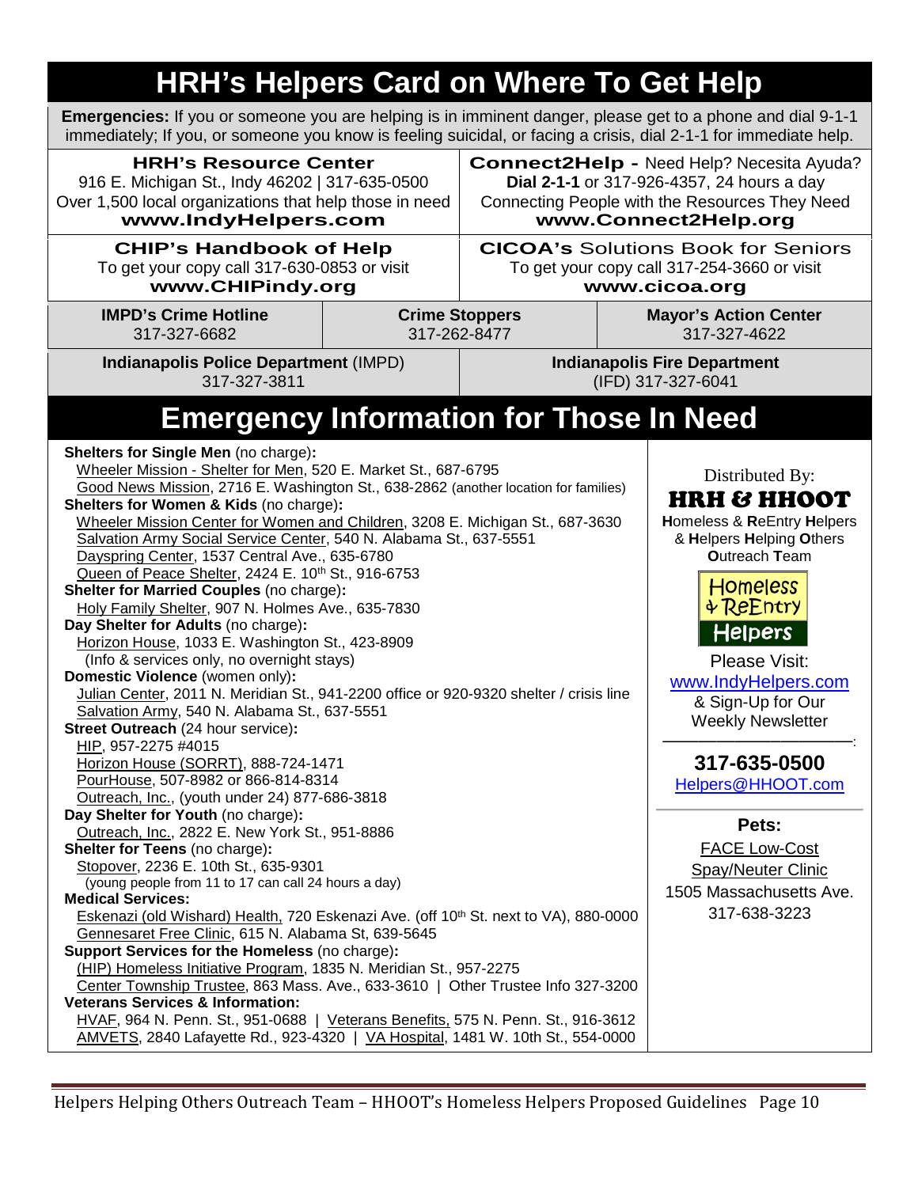# HRH's Helpers Card on Where To Get Help

**Emergencies:** If you or someone you are helping is in imminent danger, please get to a phone and dial 9-1-1 immediately; If you, or someone you know is feeling suicidal, or facing a crisis, dial 2-1-1 for immediate help.

**HRH's Resource Center**
916 E. Michigan St., Indy 46202 | 317-635-0500
Over 1,500 local organizations that help those in need
**www.IndyHelpers.com**

**Connect2Help -** Need Help? Necesita Ayuda?
**Dial 2-1-1** or 317-926-4357, 24 hours a day
Connecting People with the Resources They Need
**www.Connect2Help.org**

**CHIP's Handbook of Help**
To get your copy call 317-630-0853 or visit
**www.CHIPindy.org**

**CICOA's** Solutions Book for Seniors
To get your copy call 317-254-3660 or visit
**www.cicoa.org**

| | | |
|---|---|---|
| **IMPD's Crime Hotline** 317-327-6682 | **Crime Stoppers** 317-262-8477 | **Mayor's Action Center** 317-327-4622 |

**Indianapolis Police Department** (IMPD) 317-327-3811

**Indianapolis Fire Department** (IFD) 317-327-6041

# Emergency Information for Those In Need

**Shelters for Single Men** (no charge)**:**
- Wheeler Mission - Shelter for Men, 520 E. Market St., 687-6795
- Good News Mission, 2716 E. Washington St., 638-2862 (another location for families)

**Shelters for Women & Kids** (no charge)**:**
- Wheeler Mission Center for Women and Children, 3208 E. Michigan St., 687-3630
- Salvation Army Social Service Center, 540 N. Alabama St., 637-5551
- Dayspring Center, 1537 Central Ave., 635-6780
- Queen of Peace Shelter, 2424 E. 10th St., 916-6753

**Shelter for Married Couples** (no charge)**:**
- Holy Family Shelter, 907 N. Holmes Ave., 635-7830

**Day Shelter for Adults** (no charge)**:**
- Horizon House, 1033 E. Washington St., 423-8909 (Info & services only, no overnight stays)

**Domestic Violence** (women only)**:**
- Julian Center, 2011 N. Meridian St., 941-2200 office or 920-9320 shelter / crisis line
- Salvation Army, 540 N. Alabama St., 637-5551

**Street Outreach** (24 hour service)**:**
- HIP, 957-2275 #4015
- Horizon House (SORRT), 888-724-1471
- PourHouse, 507-8982 or 866-814-8314
- Outreach, Inc., (youth under 24) 877-686-3818

**Day Shelter for Youth** (no charge)**:**
- Outreach, Inc., 2822 E. New York St., 951-8886

**Shelter for Teens** (no charge)**:**
- Stopover, 2236 E. 10th St., 635-9301 (young people from 11 to 17 can call 24 hours a day)

**Medical Services:**
- Eskenazi (old Wishard) Health, 720 Eskenazi Ave. (off 10th St. next to VA), 880-0000
- Gennesaret Free Clinic, 615 N. Alabama St, 639-5645

**Support Services for the Homeless** (no charge)**:**
- (HIP) Homeless Initiative Program, 1835 N. Meridian St., 957-2275
- Center Township Trustee, 863 Mass. Ave., 633-3610 | Other Trustee Info 327-3200

**Veterans Services & Information:**
- HVAF, 964 N. Penn. St., 951-0688 | Veterans Benefits, 575 N. Penn. St., 916-3612
- AMVETS, 2840 Lafayette Rd., 923-4320 | VA Hospital, 1481 W. 10th St., 554-0000

Distributed By:

**HRH & HHOOT**

**H**omeless & **R**e**E**ntry **H**elpers & **H**elpers **H**elping **O**thers **O**utreach **T**eam

Homeless & ReEntry Helpers

Please Visit:
www.IndyHelpers.com
& Sign-Up for Our Weekly Newsletter

**317-635-0500**
Helpers@HHOOT.com

**Pets:**
FACE Low-Cost Spay/Neuter Clinic
1505 Massachusetts Ave.
317-638-3223